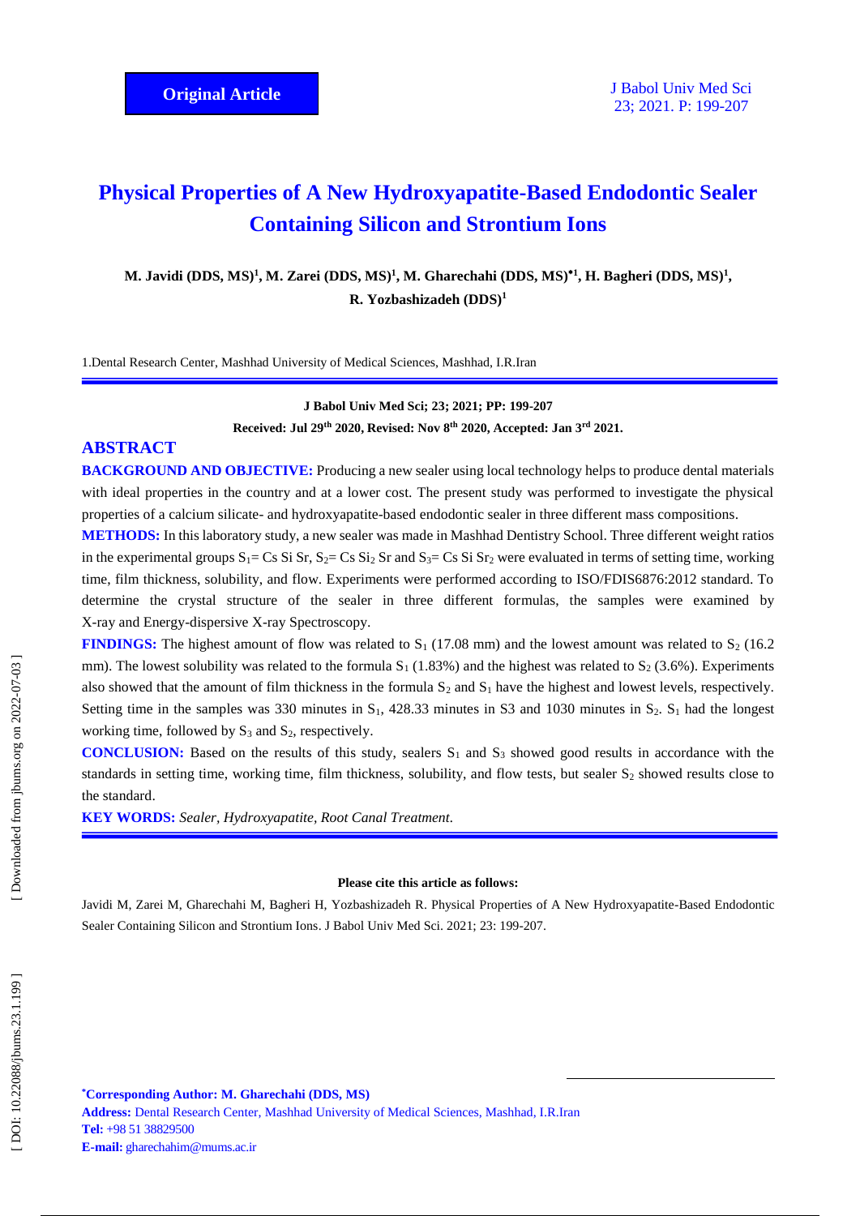**Original Article**

# Physical Properties of A New Hydroxyapatite-Based Endodontic Sealer Containing Silicon and Strontium Ions

**M. Javidi (DDS, MS)[1], M. Zarei (DDS, MS)[1], M. Gharechahi (DDS, MS)[*1], H. Bagheri (DDS, MS)[1], R. Yozbashizadeh (DDS)[1]**

1.Dental Research Center, Mashhad University of Medical Sciences, Mashhad, I.R.Iran

**J Babol Univ Med Sci; 23; 2021; PP: 199-207**

**Received: Jul 29th 2020, Revised: Nov 8th 2020, Accepted: Jan 3rd 2021.**

## ABSTRACT

**BACKGROUND AND OBJECTIVE:** Producing a new sealer using local technology helps to produce dental materials with ideal properties in the country and at a lower cost. The present study was performed to investigate the physical properties of a calcium silicate- and hydroxyapatite-based endodontic sealer in three different mass compositions.

**METHODS:** In this laboratory study, a new sealer was made in Mashhad Dentistry School. Three different weight ratios in the experimental groups $S_1$= Cs Si Sr, $S_2$= Cs $Si_2$ Sr and $S_3$= Cs Si $Sr_2$ were evaluated in terms of setting time, working time, film thickness, solubility, and flow. Experiments were performed according to ISO/FDIS6876:2012 standard. To determine the crystal structure of the sealer in three different formulas, the samples were examined by X-ray and Energy-dispersive X-ray Spectroscopy.

**FINDINGS:** The highest amount of flow was related to $S_1$ (17.08 mm) and the lowest amount was related to $S_2$ (16.2 mm). The lowest solubility was related to the formula $S_1$ (1.83%) and the highest was related to $S_2$ (3.6%). Experiments also showed that the amount of film thickness in the formula $S_2$ and $S_1$ have the highest and lowest levels, respectively. Setting time in the samples was 330 minutes in $S_1$, 428.33 minutes in S3 and 1030 minutes in $S_2$. $S_1$ had the longest working time, followed by $S_3$ and $S_2$, respectively.

**CONCLUSION:** Based on the results of this study, sealers $S_1$ and $S_3$ showed good results in accordance with the standards in setting time, working time, film thickness, solubility, and flow tests, but sealer $S_2$ showed results close to the standard.

**KEY WORDS:** *Sealer, Hydroxyapatite, Root Canal Treatment.*

**Please cite this article as follows:**

Javidi M, Zarei M, Gharechahi M, Bagheri H, Yozbashizadeh R. Physical Properties of A New Hydroxyapatite-Based Endodontic Sealer Containing Silicon and Strontium Ions. J Babol Univ Med Sci. 2021; 23: 199-207.

**[*]Corresponding Author: M. Gharechahi (DDS, MS)**
**Address:** Dental Research Center, Mashhad University of Medical Sciences, Mashhad, I.R.Iran
**Tel:** +98 51 38829500
**E-mail:** gharechahim@mums.ac.ir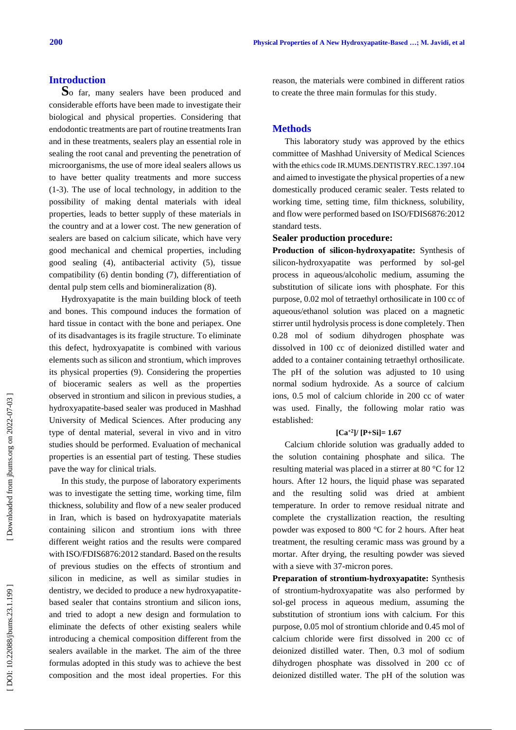## Introduction

So far, many sealers have been produced and considerable efforts have been made to investigate their biological and physical properties. Considering that endodontic treatments are part of routine treatments Iran and in these treatments, sealers play an essential role in sealing the root canal and preventing the penetration of microorganisms, the use of more ideal sealers allows us to have better quality treatments and more success (1-3). The use of local technology, in addition to the possibility of making dental materials with ideal properties, leads to better supply of these materials in the country and at a lower cost. The new generation of sealers are based on calcium silicate, which have very good mechanical and chemical properties, including good sealing (4), antibacterial activity (5), tissue compatibility (6) dentin bonding (7), differentiation of dental pulp stem cells and biomineralization (8).

Hydroxyapatite is the main building block of teeth and bones. This compound induces the formation of hard tissue in contact with the bone and periapex. One of its disadvantages is its fragile structure. To eliminate this defect, hydroxyapatite is combined with various elements such as silicon and strontium, which improves its physical properties (9). Considering the properties of bioceramic sealers as well as the properties observed in strontium and silicon in previous studies, a hydroxyapatite-based sealer was produced in Mashhad University of Medical Sciences. After producing any type of dental material, several in vivo and in vitro studies should be performed. Evaluation of mechanical properties is an essential part of testing. These studies pave the way for clinical trials.

In this study, the purpose of laboratory experiments was to investigate the setting time, working time, film thickness, solubility and flow of a new sealer produced in Iran, which is based on hydroxyapatite materials containing silicon and strontium ions with three different weight ratios and the results were compared with ISO/FDIS6876:2012 standard. Based on the results of previous studies on the effects of strontium and silicon in medicine, as well as similar studies in dentistry, we decided to produce a new hydroxyapatite-based sealer that contains strontium and silicon ions, and tried to adopt a new design and formulation to eliminate the defects of other existing sealers while introducing a chemical composition different from the sealers available in the market. The aim of the three formulas adopted in this study was to achieve the best composition and the most ideal properties. For this reason, the materials were combined in different ratios to create the three main formulas for this study.

## Methods

This laboratory study was approved by the ethics committee of Mashhad University of Medical Sciences with the ethics code IR.MUMS.DENTISTRY.REC.1397.104 and aimed to investigate the physical properties of a new domestically produced ceramic sealer. Tests related to working time, setting time, film thickness, solubility, and flow were performed based on ISO/FDIS6876:2012 standard tests.

### Sealer production procedure:

**Production of silicon-hydroxyapatite:** Synthesis of silicon-hydroxyapatite was performed by sol-gel process in aqueous/alcoholic medium, assuming the substitution of silicate ions with phosphate. For this purpose, 0.02 mol of tetraethyl orthosilicate in 100 cc of aqueous/ethanol solution was placed on a magnetic stirrer until hydrolysis process is done completely. Then 0.28 mol of sodium dihydrogen phosphate was dissolved in 100 cc of deionized distilled water and added to a container containing tetraethyl orthosilicate. The pH of the solution was adjusted to 10 using normal sodium hydroxide. As a source of calcium ions, 0.5 mol of calcium chloride in 200 cc of water was used. Finally, the following molar ratio was established:

$$[Ca^{+2}]/[P+Si] = 1.67$$

Calcium chloride solution was gradually added to the solution containing phosphate and silica. The resulting material was placed in a stirrer at 80 °C for 12 hours. After 12 hours, the liquid phase was separated and the resulting solid was dried at ambient temperature. In order to remove residual nitrate and complete the crystallization reaction, the resulting powder was exposed to 800 °C for 2 hours. After heat treatment, the resulting ceramic mass was ground by a mortar. After drying, the resulting powder was sieved with a sieve with 37-micron pores.

**Preparation of strontium-hydroxyapatite:** Synthesis of strontium-hydroxyapatite was also performed by sol-gel process in aqueous medium, assuming the substitution of strontium ions with calcium. For this purpose, 0.05 mol of strontium chloride and 0.45 mol of calcium chloride were first dissolved in 200 cc of deionized distilled water. Then, 0.3 mol of sodium dihydrogen phosphate was dissolved in 200 cc of deionized distilled water. The pH of the solution was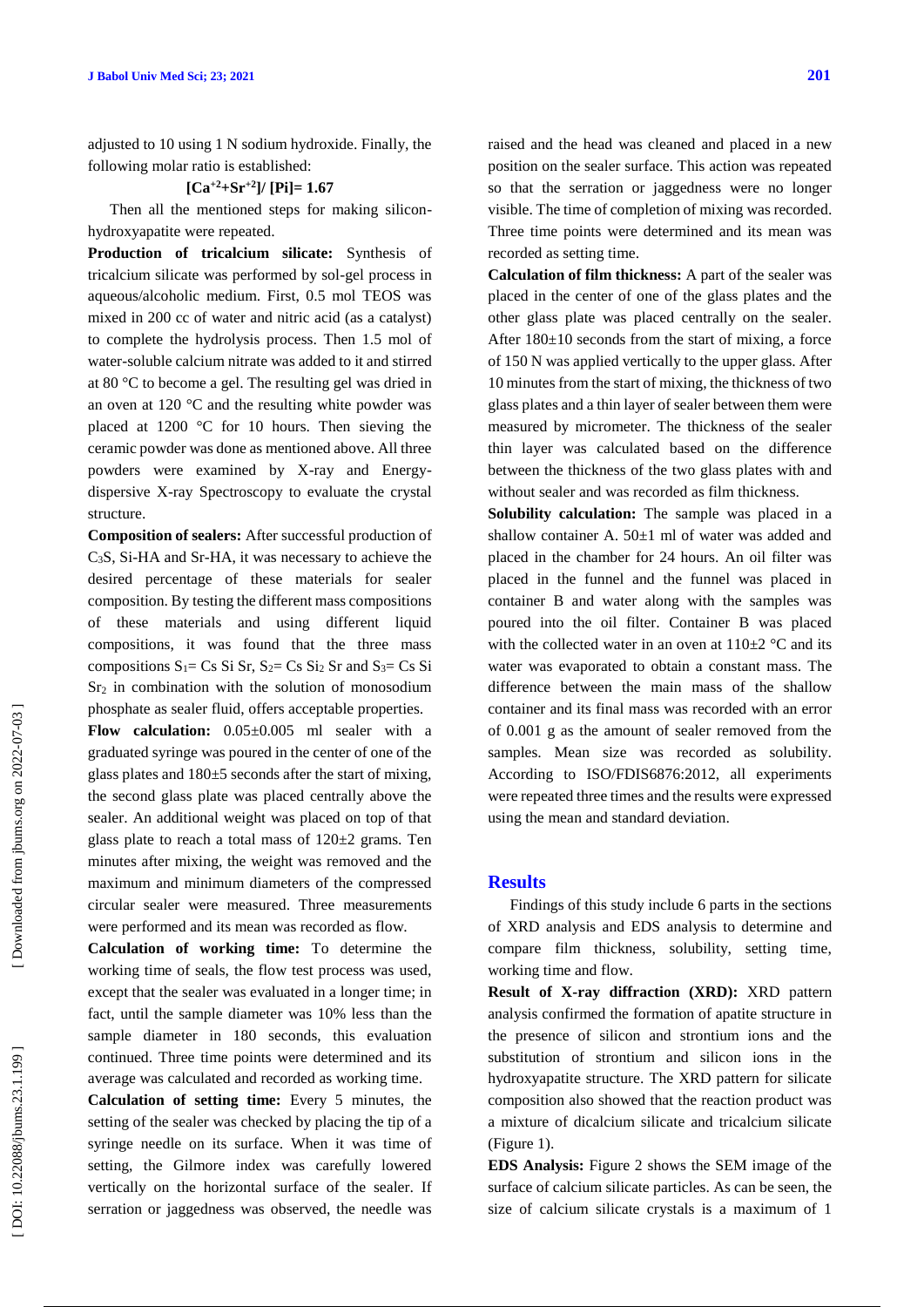adjusted to 10 using 1 N sodium hydroxide. Finally, the following molar ratio is established:

$$[Ca^{+2}+Sr^{+2}]/[Pi]= 1.67$$

Then all the mentioned steps for making silicon-hydroxyapatite were repeated.

**Production of tricalcium silicate:** Synthesis of tricalcium silicate was performed by sol-gel process in aqueous/alcoholic medium. First, 0.5 mol TEOS was mixed in 200 cc of water and nitric acid (as a catalyst) to complete the hydrolysis process. Then 1.5 mol of water-soluble calcium nitrate was added to it and stirred at 80 °C to become a gel. The resulting gel was dried in an oven at 120 °C and the resulting white powder was placed at 1200 °C for 10 hours. Then sieving the ceramic powder was done as mentioned above. All three powders were examined by X-ray and Energy-dispersive X-ray Spectroscopy to evaluate the crystal structure.

**Composition of sealers:** After successful production of $C_3S$, Si-HA and Sr-HA, it was necessary to achieve the desired percentage of these materials for sealer composition. By testing the different mass compositions of these materials and using different liquid compositions, it was found that the three mass compositions $S_1$= Cs Si Sr, $S_2$= Cs $Si_2$ Sr and $S_3$= Cs Si $Sr_2$ in combination with the solution of monosodium phosphate as sealer fluid, offers acceptable properties.

**Flow calculation:** 0.05±0.005 ml sealer with a graduated syringe was poured in the center of one of the glass plates and 180±5 seconds after the start of mixing, the second glass plate was placed centrally above the sealer. An additional weight was placed on top of that glass plate to reach a total mass of 120±2 grams. Ten minutes after mixing, the weight was removed and the maximum and minimum diameters of the compressed circular sealer were measured. Three measurements were performed and its mean was recorded as flow.

**Calculation of working time:** To determine the working time of seals, the flow test process was used, except that the sealer was evaluated in a longer time; in fact, until the sample diameter was 10% less than the sample diameter in 180 seconds, this evaluation continued. Three time points were determined and its average was calculated and recorded as working time.

**Calculation of setting time:** Every 5 minutes, the setting of the sealer was checked by placing the tip of a syringe needle on its surface. When it was time of setting, the Gilmore index was carefully lowered vertically on the horizontal surface of the sealer. If serration or jaggedness was observed, the needle was raised and the head was cleaned and placed in a new position on the sealer surface. This action was repeated so that the serration or jaggedness were no longer visible. The time of completion of mixing was recorded. Three time points were determined and its mean was recorded as setting time.

**Calculation of film thickness:** A part of the sealer was placed in the center of one of the glass plates and the other glass plate was placed centrally on the sealer. After 180±10 seconds from the start of mixing, a force of 150 N was applied vertically to the upper glass. After 10 minutes from the start of mixing, the thickness of two glass plates and a thin layer of sealer between them were measured by micrometer. The thickness of the sealer thin layer was calculated based on the difference between the thickness of the two glass plates with and without sealer and was recorded as film thickness.

**Solubility calculation:** The sample was placed in a shallow container A. 50±1 ml of water was added and placed in the chamber for 24 hours. An oil filter was placed in the funnel and the funnel was placed in container B and water along with the samples was poured into the oil filter. Container B was placed with the collected water in an oven at 110±2 °C and its water was evaporated to obtain a constant mass. The difference between the main mass of the shallow container and its final mass was recorded with an error of 0.001 g as the amount of sealer removed from the samples. Mean size was recorded as solubility. According to ISO/FDIS6876:2012, all experiments were repeated three times and the results were expressed using the mean and standard deviation.

## Results

Findings of this study include 6 parts in the sections of XRD analysis and EDS analysis to determine and compare film thickness, solubility, setting time, working time and flow.

**Result of X-ray diffraction (XRD):** XRD pattern analysis confirmed the formation of apatite structure in the presence of silicon and strontium ions and the substitution of strontium and silicon ions in the hydroxyapatite structure. The XRD pattern for silicate composition also showed that the reaction product was a mixture of dicalcium silicate and tricalcium silicate (Figure 1).

**EDS Analysis:** Figure 2 shows the SEM image of the surface of calcium silicate particles. As can be seen, the size of calcium silicate crystals is a maximum of 1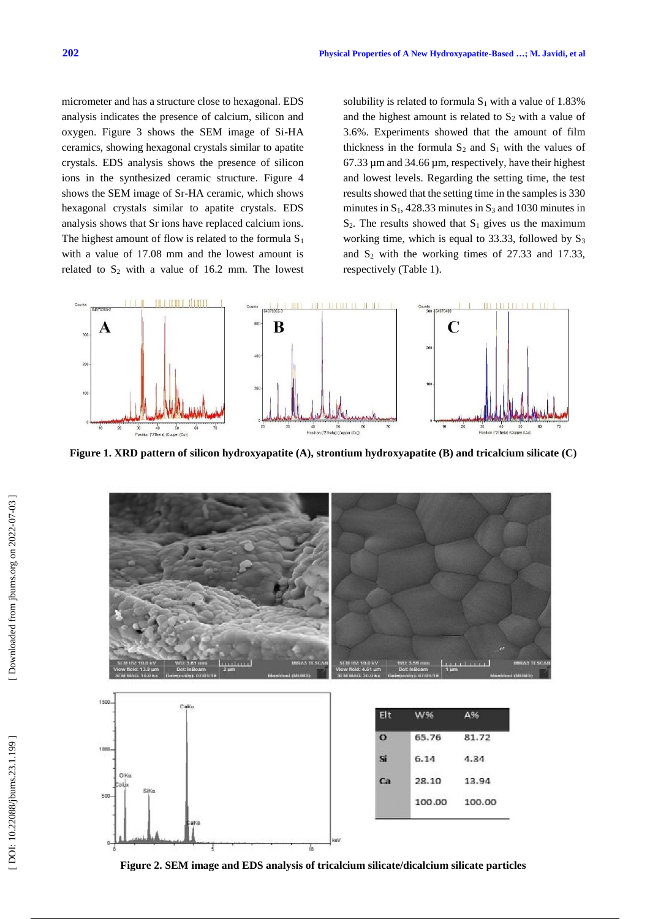micrometer and has a structure close to hexagonal. EDS analysis indicates the presence of calcium, silicon and oxygen. Figure 3 shows the SEM image of Si-HA ceramics, showing hexagonal crystals similar to apatite crystals. EDS analysis shows the presence of silicon ions in the synthesized ceramic structure. Figure 4 shows the SEM image of Sr-HA ceramic, which shows hexagonal crystals similar to apatite crystals. EDS analysis shows that Sr ions have replaced calcium ions. The highest amount of flow is related to the formula $S_1$ with a value of 17.08 mm and the lowest amount is related to $S_2$ with a value of 16.2 mm. The lowest solubility is related to formula $S_1$ with a value of 1.83% and the highest amount is related to $S_2$ with a value of 3.6%. Experiments showed that the amount of film thickness in the formula $S_2$ and $S_1$ with the values of 67.33 µm and 34.66 µm, respectively, have their highest and lowest levels. Regarding the setting time, the test results showed that the setting time in the samples is 330 minutes in $S_1$, 428.33 minutes in $S_3$ and 1030 minutes in $S_2$. The results showed that $S_1$ gives us the maximum working time, which is equal to 33.33, followed by $S_3$ and $S_2$ with the working times of 27.33 and 17.33, respectively (Table 1).

A

B

C

Position [°2Theta] (Copper (Cu))

**Figure 1. XRD pattern of silicon hydroxyapatite (A), strontium hydroxyapatite (B) and tricalcium silicate (C)**

CaKa

OKa

CaLa

SiKa

CaKb

keV

| Elt | W% | A% |
|---|---|---|
| O | 65.76 | 81.72 |
| Si | 6.14 | 4.34 |
| Ca | 28.10 | 13.94 |
| | 100.00 | 100.00 |

**Figure 2. SEM image and EDS analysis of tricalcium silicate/dicalcium silicate particles**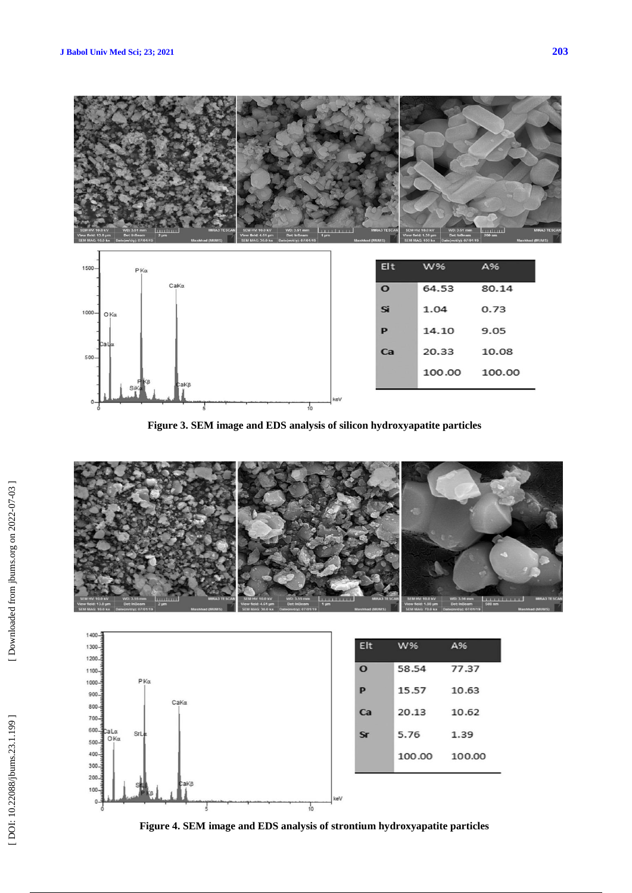| Elt | W% | A% |
|---|---|---|
| O | 64.53 | 80.14 |
| Si | 1.04 | 0.73 |
| P | 14.10 | 9.05 |
| Ca | 20.33 | 10.08 |
| | 100.00 | 100.00 |

**Figure 3. SEM image and EDS analysis of silicon hydroxyapatite particles**

| Elt | W% | A% |
|---|---|---|
| O | 58.54 | 77.37 |
| P | 15.57 | 10.63 |
| Ca | 20.13 | 10.62 |
| Sr | 5.76 | 1.39 |
| | 100.00 | 100.00 |

**Figure 4. SEM image and EDS analysis of strontium hydroxyapatite particles**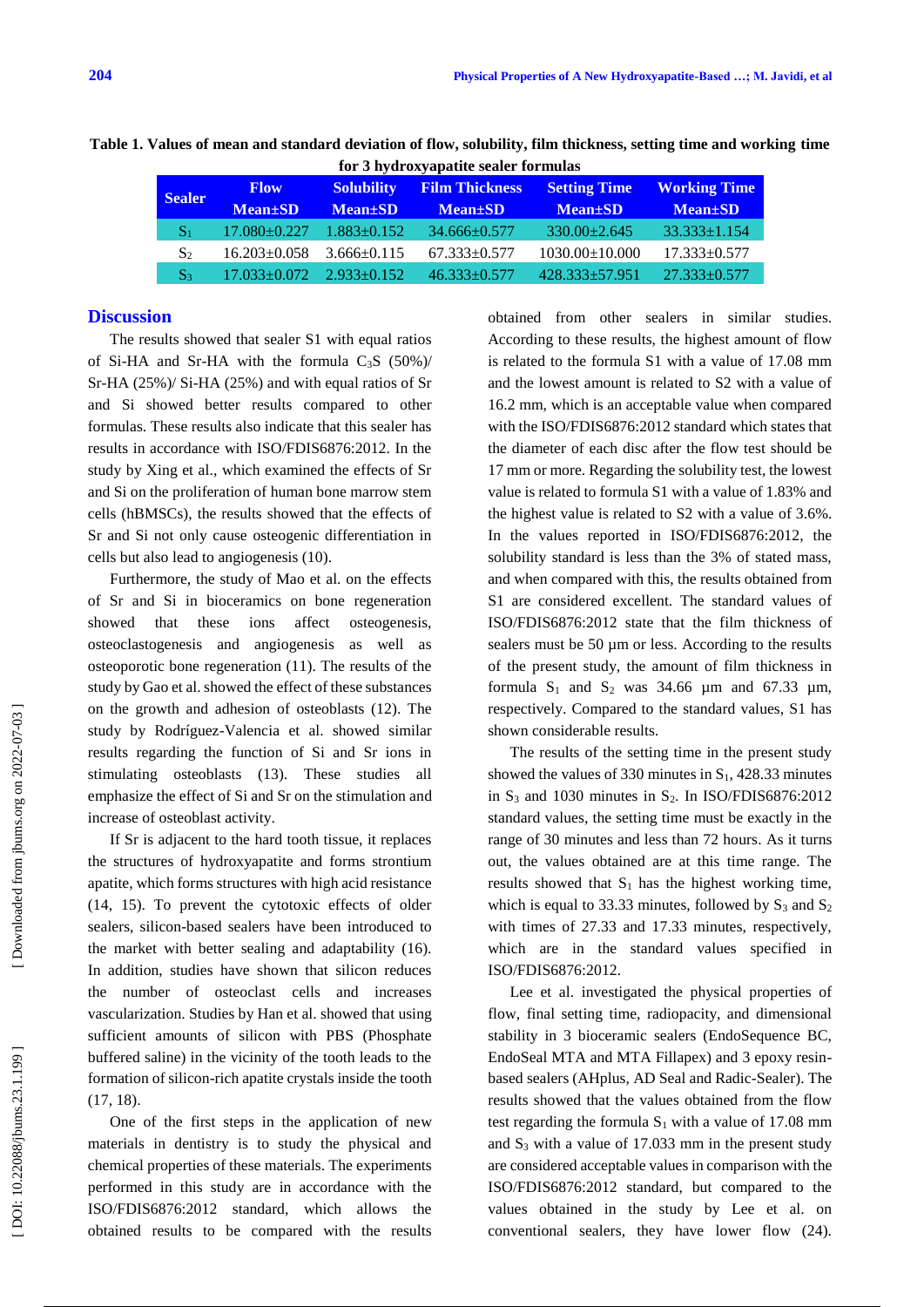**Table 1. Values of mean and standard deviation of flow, solubility, film thickness, setting time and working time for 3 hydroxyapatite sealer formulas**

| Sealer | Flow Mean±SD | Solubility Mean±SD | Film Thickness Mean±SD | Setting Time Mean±SD | Working Time Mean±SD |
|---|---|---|---|---|---|
| $S_1$ | 17.080±0.227 | 1.883±0.152 | 34.666±0.577 | 330.00±2.645 | 33.333±1.154 |
| $S_2$ | 16.203±0.058 | 3.666±0.115 | 67.333±0.577 | 1030.00±10.000 | 17.333±0.577 |
| $S_3$ | 17.033±0.072 | 2.933±0.152 | 46.333±0.577 | 428.333±57.951 | 27.333±0.577 |

## Discussion

The results showed that sealer S1 with equal ratios of Si-HA and Sr-HA with the formula $C_3S$ (50%)/ Sr-HA (25%)/ Si-HA (25%) and with equal ratios of Sr and Si showed better results compared to other formulas. These results also indicate that this sealer has results in accordance with ISO/FDIS6876:2012. In the study by Xing et al., which examined the effects of Sr and Si on the proliferation of human bone marrow stem cells (hBMSCs), the results showed that the effects of Sr and Si not only cause osteogenic differentiation in cells but also lead to angiogenesis (10).

Furthermore, the study of Mao et al. on the effects of Sr and Si in bioceramics on bone regeneration showed that these ions affect osteogenesis, osteoclastogenesis and angiogenesis as well as osteoporotic bone regeneration (11). The results of the study by Gao et al. showed the effect of these substances on the growth and adhesion of osteoblasts (12). The study by Rodríguez-Valencia et al. showed similar results regarding the function of Si and Sr ions in stimulating osteoblasts (13). These studies all emphasize the effect of Si and Sr on the stimulation and increase of osteoblast activity.

If Sr is adjacent to the hard tooth tissue, it replaces the structures of hydroxyapatite and forms strontium apatite, which forms structures with high acid resistance (14, 15). To prevent the cytotoxic effects of older sealers, silicon-based sealers have been introduced to the market with better sealing and adaptability (16). In addition, studies have shown that silicon reduces the number of osteoclast cells and increases vascularization. Studies by Han et al. showed that using sufficient amounts of silicon with PBS (Phosphate buffered saline) in the vicinity of the tooth leads to the formation of silicon-rich apatite crystals inside the tooth (17, 18).

One of the first steps in the application of new materials in dentistry is to study the physical and chemical properties of these materials. The experiments performed in this study are in accordance with the ISO/FDIS6876:2012 standard, which allows the obtained results to be compared with the results obtained from other sealers in similar studies. According to these results, the highest amount of flow is related to the formula S1 with a value of 17.08 mm and the lowest amount is related to S2 with a value of 16.2 mm, which is an acceptable value when compared with the ISO/FDIS6876:2012 standard which states that the diameter of each disc after the flow test should be 17 mm or more. Regarding the solubility test, the lowest value is related to formula S1 with a value of 1.83% and the highest value is related to S2 with a value of 3.6%. In the values reported in ISO/FDIS6876:2012, the solubility standard is less than the 3% of stated mass, and when compared with this, the results obtained from S1 are considered excellent. The standard values of ISO/FDIS6876:2012 state that the film thickness of sealers must be 50 µm or less. According to the results of the present study, the amount of film thickness in formula $S_1$ and $S_2$ was 34.66 µm and 67.33 µm, respectively. Compared to the standard values, S1 has shown considerable results.

The results of the setting time in the present study showed the values of 330 minutes in $S_1$, 428.33 minutes in $S_3$ and 1030 minutes in $S_2$. In ISO/FDIS6876:2012 standard values, the setting time must be exactly in the range of 30 minutes and less than 72 hours. As it turns out, the values obtained are at this time range. The results showed that $S_1$ has the highest working time, which is equal to 33.33 minutes, followed by $S_3$ and $S_2$ with times of 27.33 and 17.33 minutes, respectively, which are in the standard values specified in ISO/FDIS6876:2012.

Lee et al. investigated the physical properties of flow, final setting time, radiopacity, and dimensional stability in 3 bioceramic sealers (EndoSequence BC, EndoSeal MTA and MTA Fillapex) and 3 epoxy resin-based sealers (AHplus, AD Seal and Radic-Sealer). The results showed that the values obtained from the flow test regarding the formula $S_1$ with a value of 17.08 mm and $S_3$ with a value of 17.033 mm in the present study are considered acceptable values in comparison with the ISO/FDIS6876:2012 standard, but compared to the values obtained in the study by Lee et al. on conventional sealers, they have lower flow (24).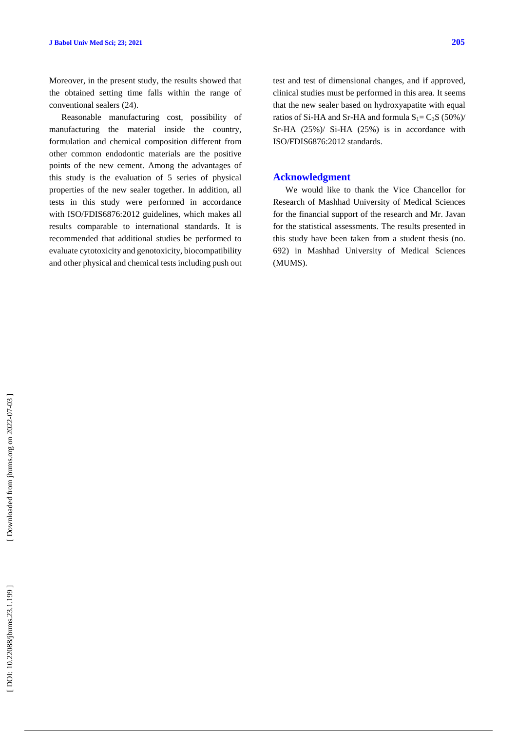Moreover, in the present study, the results showed that the obtained setting time falls within the range of conventional sealers (24).

Reasonable manufacturing cost, possibility of manufacturing the material inside the country, formulation and chemical composition different from other common endodontic materials are the positive points of the new cement. Among the advantages of this study is the evaluation of 5 series of physical properties of the new sealer together. In addition, all tests in this study were performed in accordance with ISO/FDIS6876:2012 guidelines, which makes all results comparable to international standards. It is recommended that additional studies be performed to evaluate cytotoxicity and genotoxicity, biocompatibility and other physical and chemical tests including push out test and test of dimensional changes, and if approved, clinical studies must be performed in this area. It seems that the new sealer based on hydroxyapatite with equal ratios of Si-HA and Sr-HA and formula $S_1 = C_3S$ (50%)/ Sr-HA (25%)/ Si-HA (25%) is in accordance with ISO/FDIS6876:2012 standards.

## Acknowledgment

We would like to thank the Vice Chancellor for Research of Mashhad University of Medical Sciences for the financial support of the research and Mr. Javan for the statistical assessments. The results presented in this study have been taken from a student thesis (no. 692) in Mashhad University of Medical Sciences (MUMS).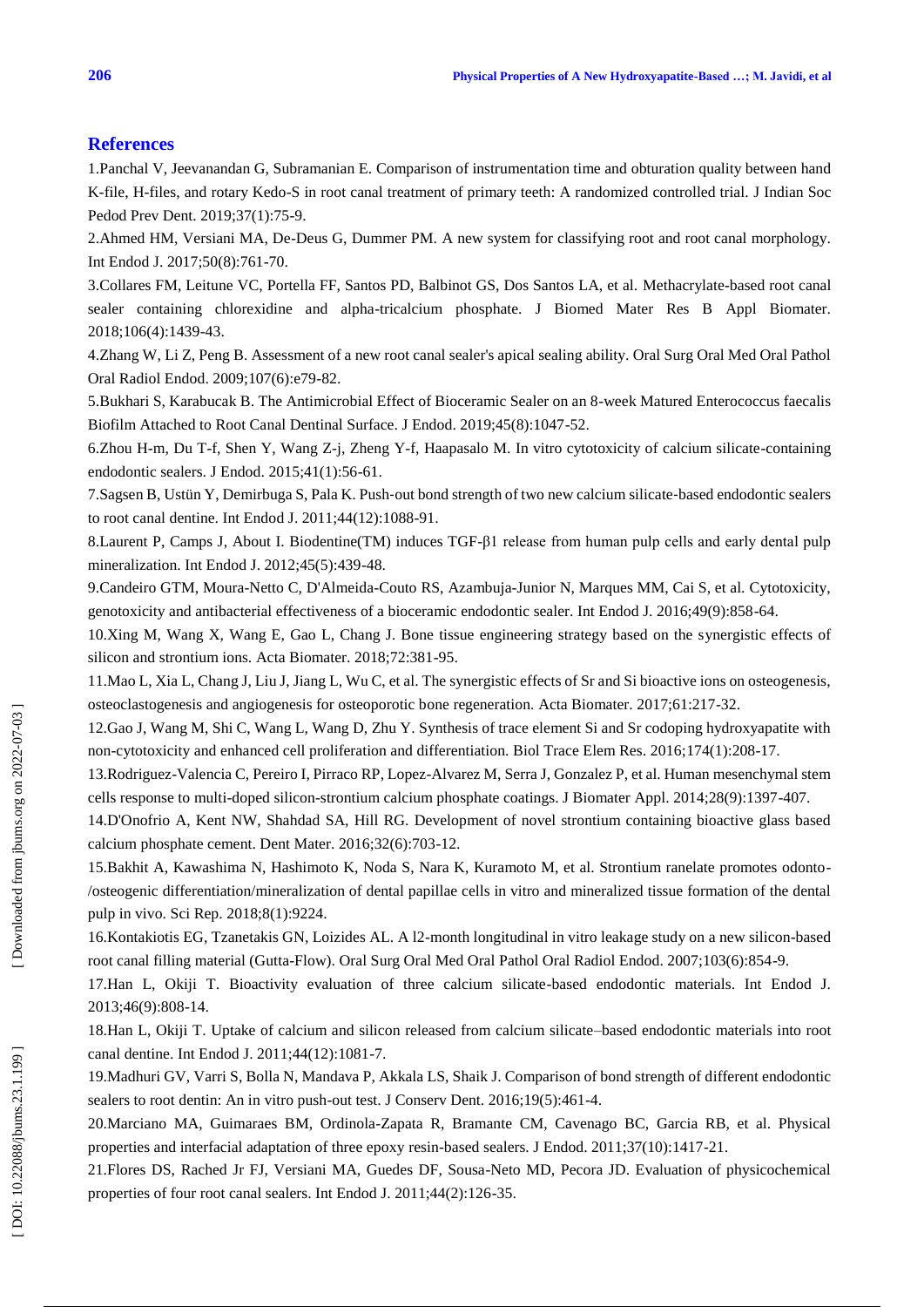## References

1.Panchal V, Jeevanandan G, Subramanian E. Comparison of instrumentation time and obturation quality between hand K-file, H-files, and rotary Kedo-S in root canal treatment of primary teeth: A randomized controlled trial. J Indian Soc Pedod Prev Dent. 2019;37(1):75-9.

2.Ahmed HM, Versiani MA, De-Deus G, Dummer PM. A new system for classifying root and root canal morphology. Int Endod J. 2017;50(8):761-70.

3.Collares FM, Leitune VC, Portella FF, Santos PD, Balbinot GS, Dos Santos LA, et al. Methacrylate-based root canal sealer containing chlorexidine and alpha-tricalcium phosphate. J Biomed Mater Res B Appl Biomater. 2018;106(4):1439-43.

4.Zhang W, Li Z, Peng B. Assessment of a new root canal sealer's apical sealing ability. Oral Surg Oral Med Oral Pathol Oral Radiol Endod. 2009;107(6):e79-82.

5.Bukhari S, Karabucak B. The Antimicrobial Effect of Bioceramic Sealer on an 8-week Matured Enterococcus faecalis Biofilm Attached to Root Canal Dentinal Surface. J Endod. 2019;45(8):1047-52.

6.Zhou H-m, Du T-f, Shen Y, Wang Z-j, Zheng Y-f, Haapasalo M. In vitro cytotoxicity of calcium silicate-containing endodontic sealers. J Endod. 2015;41(1):56-61.

7.Sagsen B, Ustün Y, Demirbuga S, Pala K. Push-out bond strength of two new calcium silicate-based endodontic sealers to root canal dentine. Int Endod J. 2011;44(12):1088-91.

8.Laurent P, Camps J, About I. Biodentine(TM) induces TGF-β1 release from human pulp cells and early dental pulp mineralization. Int Endod J. 2012;45(5):439-48.

9.Candeiro GTM, Moura-Netto C, D'Almeida-Couto RS, Azambuja-Junior N, Marques MM, Cai S, et al. Cytotoxicity, genotoxicity and antibacterial effectiveness of a bioceramic endodontic sealer. Int Endod J. 2016;49(9):858-64.

10.Xing M, Wang X, Wang E, Gao L, Chang J. Bone tissue engineering strategy based on the synergistic effects of silicon and strontium ions. Acta Biomater. 2018;72:381-95.

11.Mao L, Xia L, Chang J, Liu J, Jiang L, Wu C, et al. The synergistic effects of Sr and Si bioactive ions on osteogenesis, osteoclastogenesis and angiogenesis for osteoporotic bone regeneration. Acta Biomater. 2017;61:217-32.

12.Gao J, Wang M, Shi C, Wang L, Wang D, Zhu Y. Synthesis of trace element Si and Sr codoping hydroxyapatite with non-cytotoxicity and enhanced cell proliferation and differentiation. Biol Trace Elem Res. 2016;174(1):208-17.

13.Rodriguez-Valencia C, Pereiro I, Pirraco RP, Lopez-Alvarez M, Serra J, Gonzalez P, et al. Human mesenchymal stem cells response to multi-doped silicon-strontium calcium phosphate coatings. J Biomater Appl. 2014;28(9):1397-407.

14.D'Onofrio A, Kent NW, Shahdad SA, Hill RG. Development of novel strontium containing bioactive glass based calcium phosphate cement. Dent Mater. 2016;32(6):703-12.

15.Bakhit A, Kawashima N, Hashimoto K, Noda S, Nara K, Kuramoto M, et al. Strontium ranelate promotes odonto-/osteogenic differentiation/mineralization of dental papillae cells in vitro and mineralized tissue formation of the dental pulp in vivo. Sci Rep. 2018;8(1):9224.

16.Kontakiotis EG, Tzanetakis GN, Loizides AL. A l2-month longitudinal in vitro leakage study on a new silicon-based root canal filling material (Gutta-Flow). Oral Surg Oral Med Oral Pathol Oral Radiol Endod. 2007;103(6):854-9.

17.Han L, Okiji T. Bioactivity evaluation of three calcium silicate-based endodontic materials. Int Endod J. 2013;46(9):808-14.

18.Han L, Okiji T. Uptake of calcium and silicon released from calcium silicate–based endodontic materials into root canal dentine. Int Endod J. 2011;44(12):1081-7.

19.Madhuri GV, Varri S, Bolla N, Mandava P, Akkala LS, Shaik J. Comparison of bond strength of different endodontic sealers to root dentin: An in vitro push-out test. J Conserv Dent. 2016;19(5):461-4.

20.Marciano MA, Guimaraes BM, Ordinola-Zapata R, Bramante CM, Cavenago BC, Garcia RB, et al. Physical properties and interfacial adaptation of three epoxy resin-based sealers. J Endod. 2011;37(10):1417-21.

21.Flores DS, Rached Jr FJ, Versiani MA, Guedes DF, Sousa-Neto MD, Pecora JD. Evaluation of physicochemical properties of four root canal sealers. Int Endod J. 2011;44(2):126-35.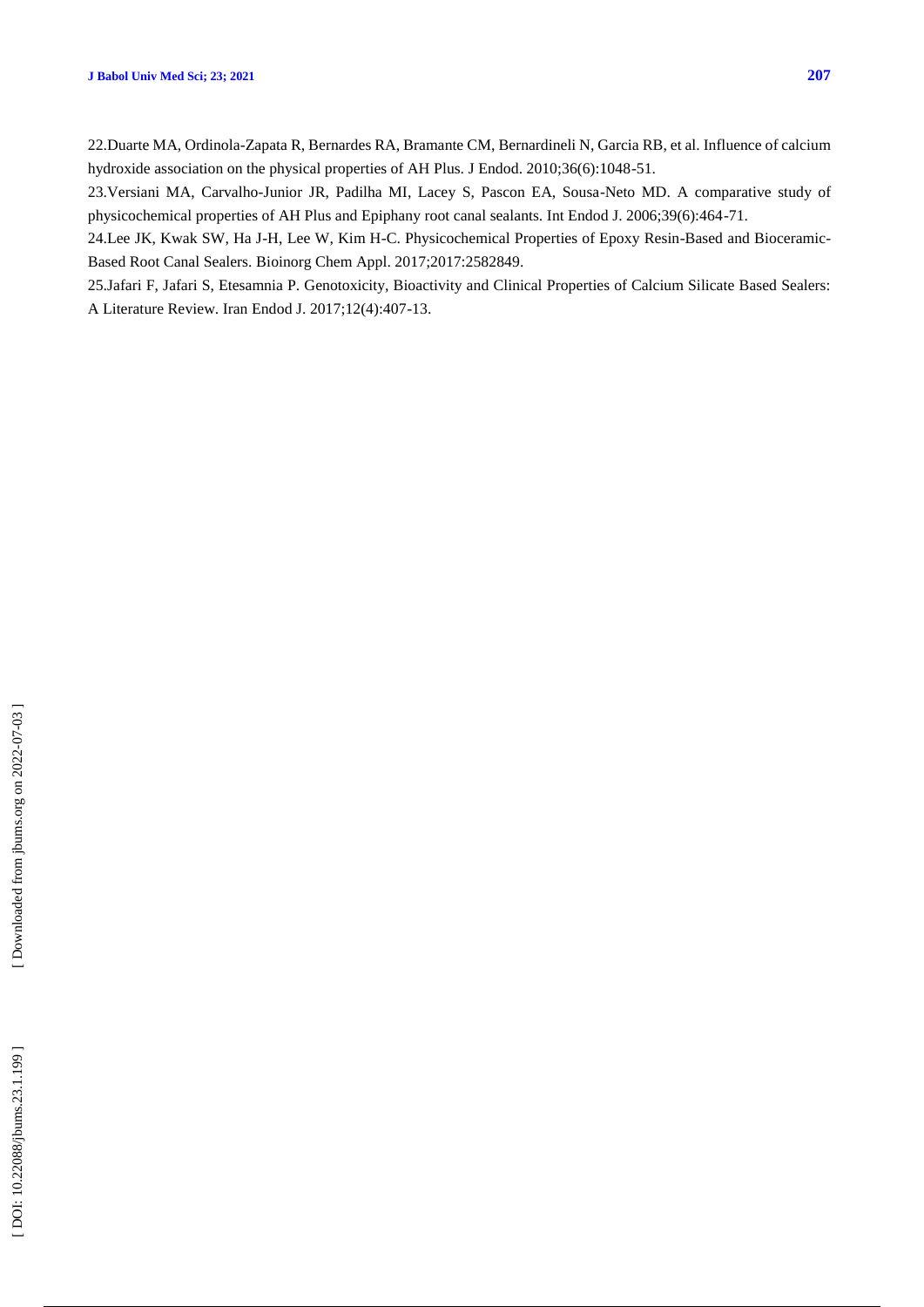22.Duarte MA, Ordinola-Zapata R, Bernardes RA, Bramante CM, Bernardineli N, Garcia RB, et al. Influence of calcium hydroxide association on the physical properties of AH Plus. J Endod. 2010;36(6):1048-51.

23.Versiani MA, Carvalho-Junior JR, Padilha MI, Lacey S, Pascon EA, Sousa-Neto MD. A comparative study of physicochemical properties of AH Plus and Epiphany root canal sealants. Int Endod J. 2006;39(6):464-71.

24.Lee JK, Kwak SW, Ha J-H, Lee W, Kim H-C. Physicochemical Properties of Epoxy Resin-Based and Bioceramic-Based Root Canal Sealers. Bioinorg Chem Appl. 2017;2017:2582849.

25.Jafari F, Jafari S, Etesamnia P. Genotoxicity, Bioactivity and Clinical Properties of Calcium Silicate Based Sealers: A Literature Review. Iran Endod J. 2017;12(4):407-13.